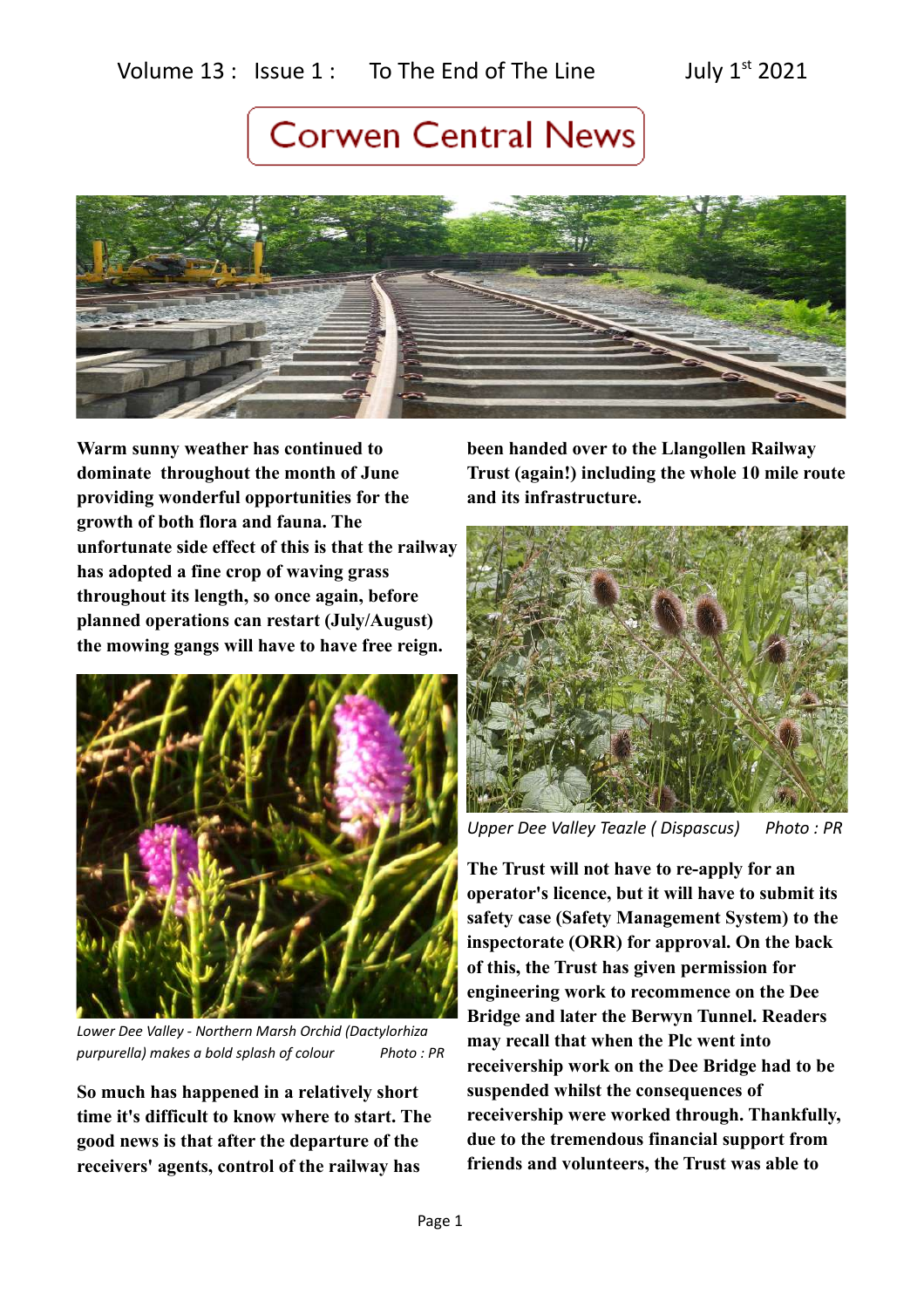Volume 13 : Issue 1 : To The End of The Line July 1st 2021

# Corwen Central News

**Warm sunny weather has continued to dominate throughout the month of June providing wonderful opportunities for the growth of both flora and fauna. The unfortunate side effect of this is that the railway has adopted a fine crop of waving grass throughout its length, so once again, before planned operations can restart (July/August) the mowing gangs will have to have free reign.**

*Lower Dee Valley - Northern Marsh Orchid (Dactylorhiza purpurella) makes a bold splash of colour* *Photo : PR*

**So much has happened in a relatively short time it's difficult to know where to start. The good news is that after the departure of the receivers' agents, control of the railway has been handed over to the Llangollen Railway Trust (again!) including the whole 10 mile route and its infrastructure.**

*Upper Dee Valley Teazle ( Dispascus)* *Photo : PR*

**The Trust will not have to re-apply for an operator's licence, but it will have to submit its safety case (Safety Management System) to the inspectorate (ORR) for approval. On the back of this, the Trust has given permission for engineering work to recommence on the Dee Bridge and later the Berwyn Tunnel. Readers may recall that when the Plc went into receivership work on the Dee Bridge had to be suspended whilst the consequences of receivership were worked through. Thankfully, due to the tremendous financial support from friends and volunteers, the Trust was able to**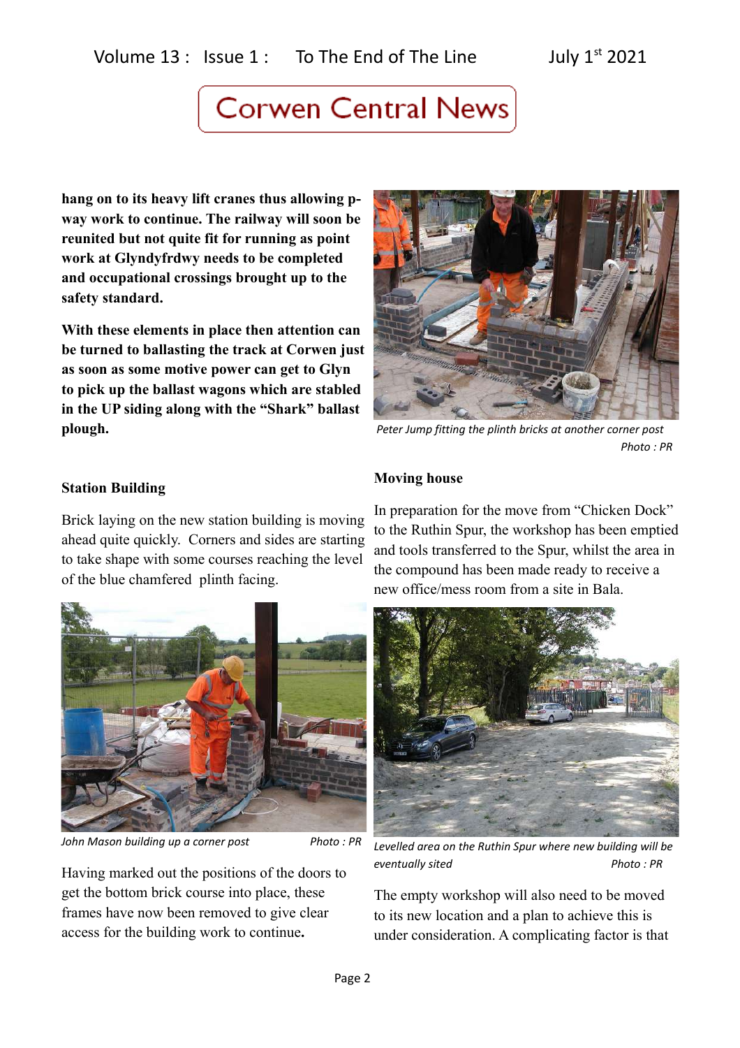**hang on to its heavy lift cranes thus allowing p-way work to continue. The railway will soon be reunited but not quite fit for running as point work at Glyndyfrdwy needs to be completed and occupational crossings brought up to the safety standard.**

**With these elements in place then attention can be turned to ballasting the track at Corwen just as soon as some motive power can get to Glyn to pick up the ballast wagons which are stabled in the UP siding along with the "Shark" ballast plough.**

*Peter Jump fitting the plinth bricks at another corner post* *Photo : PR*

**Station Building**

Brick laying on the new station building is moving ahead quite quickly. Corners and sides are starting to take shape with some courses reaching the level of the blue chamfered plinth facing.

*John Mason building up a corner post* *Photo : PR*

Having marked out the positions of the doors to get the bottom brick course into place, these frames have now been removed to give clear access for the building work to continue**.**

**Moving house**

In preparation for the move from "Chicken Dock" to the Ruthin Spur, the workshop has been emptied and tools transferred to the Spur, whilst the area in the compound has been made ready to receive a new office/mess room from a site in Bala.

*Levelled area on the Ruthin Spur where new building will be eventually sited* *Photo : PR*

The empty workshop will also need to be moved to its new location and a plan to achieve this is under consideration. A complicating factor is that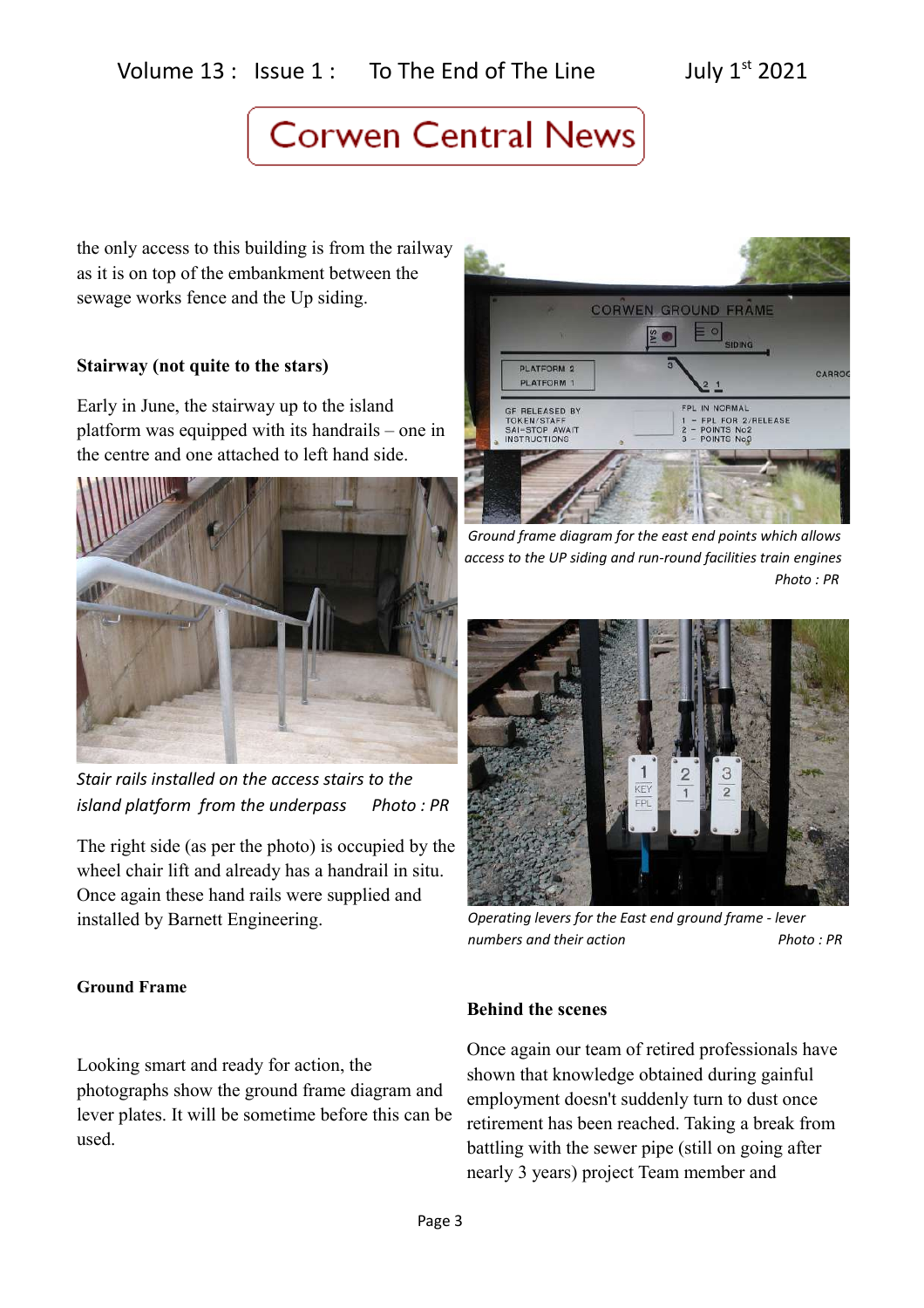the only access to this building is from the railway as it is on top of the embankment between the sewage works fence and the Up siding.

**Stairway (not quite to the stars)**

Early in June, the stairway up to the island platform was equipped with its handrails – one in the centre and one attached to left hand side.

*Stair rails installed on the access stairs to the island platform from the underpass Photo : PR*

The right side (as per the photo) is occupied by the wheel chair lift and already has a handrail in situ. Once again these hand rails were supplied and installed by Barnett Engineering.

*Ground frame diagram for the east end points which allows access to the UP siding and run-round facilities train engines Photo : PR*

*Operating levers for the East end ground frame - lever numbers and their action Photo : PR*

**Ground Frame**

Looking smart and ready for action, the photographs show the ground frame diagram and lever plates. It will be sometime before this can be used.

**Behind the scenes**

Once again our team of retired professionals have shown that knowledge obtained during gainful employment doesn't suddenly turn to dust once retirement has been reached. Taking a break from battling with the sewer pipe (still on going after nearly 3 years) project Team member and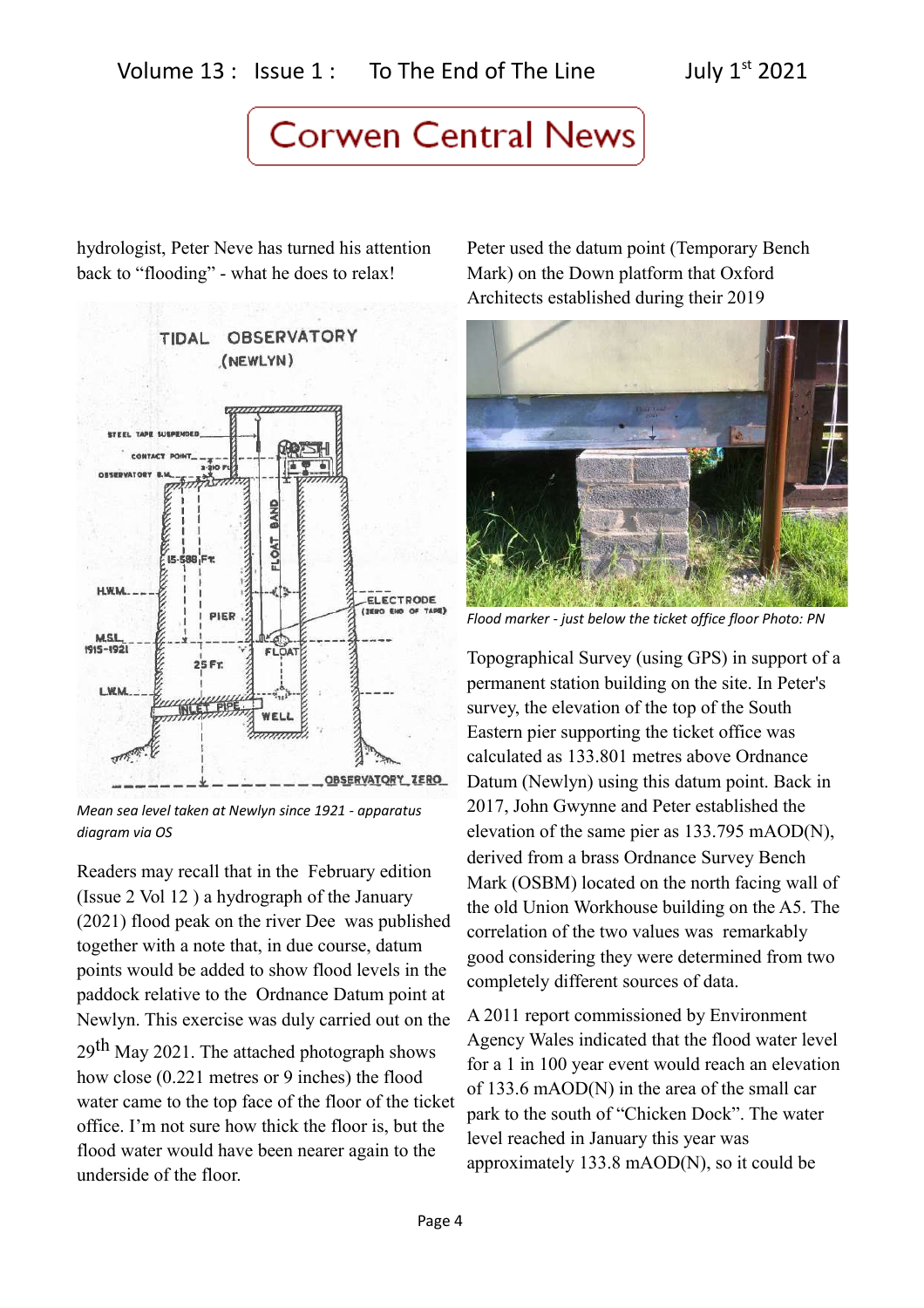hydrologist, Peter Neve has turned his attention back to "flooding" - what he does to relax!

*Mean sea level taken at Newlyn since 1921 - apparatus diagram via OS*

Readers may recall that in the February edition (Issue 2 Vol 12 ) a hydrograph of the January (2021) flood peak on the river Dee was published together with a note that, in due course, datum points would be added to show flood levels in the paddock relative to the Ordnance Datum point at Newlyn. This exercise was duly carried out on the 29th May 2021. The attached photograph shows how close (0.221 metres or 9 inches) the flood water came to the top face of the floor of the ticket office. I'm not sure how thick the floor is, but the flood water would have been nearer again to the underside of the floor.

Peter used the datum point (Temporary Bench Mark) on the Down platform that Oxford Architects established during their 2019

*Flood marker - just below the ticket office floor Photo: PN*

Topographical Survey (using GPS) in support of a permanent station building on the site. In Peter's survey, the elevation of the top of the South Eastern pier supporting the ticket office was calculated as 133.801 metres above Ordnance Datum (Newlyn) using this datum point. Back in 2017, John Gwynne and Peter established the elevation of the same pier as 133.795 mAOD(N), derived from a brass Ordnance Survey Bench Mark (OSBM) located on the north facing wall of the old Union Workhouse building on the A5. The correlation of the two values was remarkably good considering they were determined from two completely different sources of data.

A 2011 report commissioned by Environment Agency Wales indicated that the flood water level for a 1 in 100 year event would reach an elevation of 133.6 mAOD(N) in the area of the small car park to the south of "Chicken Dock". The water level reached in January this year was approximately 133.8 mAOD(N), so it could be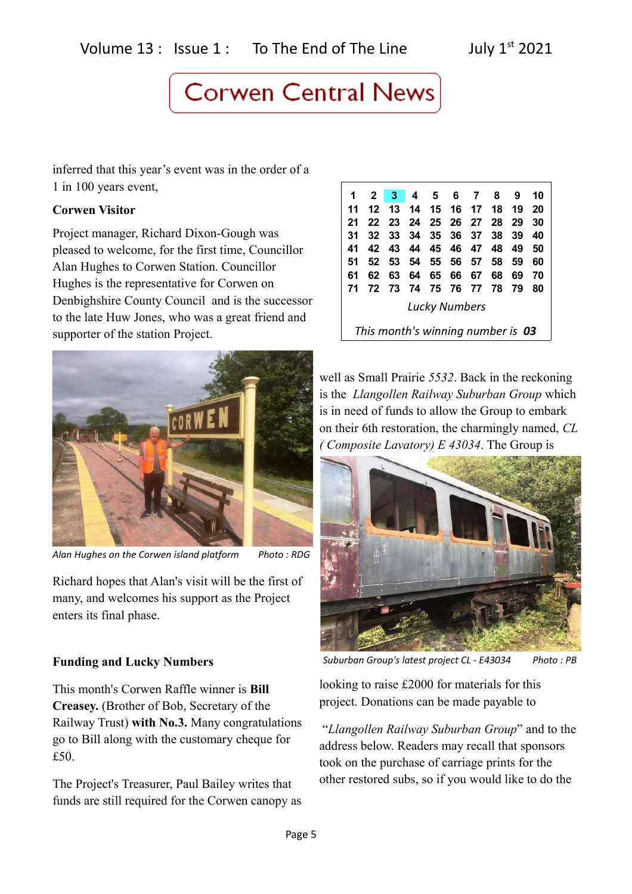inferred that this year's event was in the order of a 1 in 100 years event,

**Corwen Visitor**

Project manager, Richard Dixon-Gough was pleased to welcome, for the first time, Councillor Alan Hughes to Corwen Station. Councillor Hughes is the representative for Corwen on Denbighshire County Council and is the successor to the late Huw Jones, who was a great friend and supporter of the station Project.

*Alan Hughes on the Corwen island platform* *Photo : RDG*

Richard hopes that Alan's visit will be the first of many, and welcomes his support as the Project enters its final phase.

**Funding and Lucky Numbers**

This month's Corwen Raffle winner is **Bill Creasey.** (Brother of Bob, Secretary of the Railway Trust) **with No.3.** Many congratulations go to Bill along with the customary cheque for £50.

The Project's Treasurer, Paul Bailey writes that funds are still required for the Corwen canopy as well as Small Prairie *5532*. Back in the reckoning is the *Llangollen Railway Suburban Group* which is in need of funds to allow the Group to embark on their 6th restoration, the charmingly named, *CL ( Composite Lavatory) E 43034*. The Group is looking to raise £2000 for materials for this project. Donations can be made payable to

"*Llangollen Railway Suburban Group*" and to the address below. Readers may recall that sponsors took on the purchase of carriage prints for the other restored subs, so if you would like to do the

| 1 | 2 | 3 | 4 | 5 | 6 | 7 | 8 | 9 | 10 |
|---|---|---|---|---|---|---|---|---|---|
| 11 | 12 | 13 | 14 | 15 | 16 | 17 | 18 | 19 | 20 |
| 21 | 22 | 23 | 24 | 25 | 26 | 27 | 28 | 29 | 30 |
| 31 | 32 | 33 | 34 | 35 | 36 | 37 | 38 | 39 | 40 |
| 41 | 42 | 43 | 44 | 45 | 46 | 47 | 48 | 49 | 50 |
| 51 | 52 | 53 | 54 | 55 | 56 | 57 | 58 | 59 | 60 |
| 61 | 62 | 63 | 64 | 65 | 66 | 67 | 68 | 69 | 70 |
| 71 | 72 | 73 | 74 | 75 | 76 | 77 | 78 | 79 | 80 |

*Lucky Numbers*

*This month's winning number is* ***03***

*Suburban Group's latest project CL - E43034* *Photo : PB*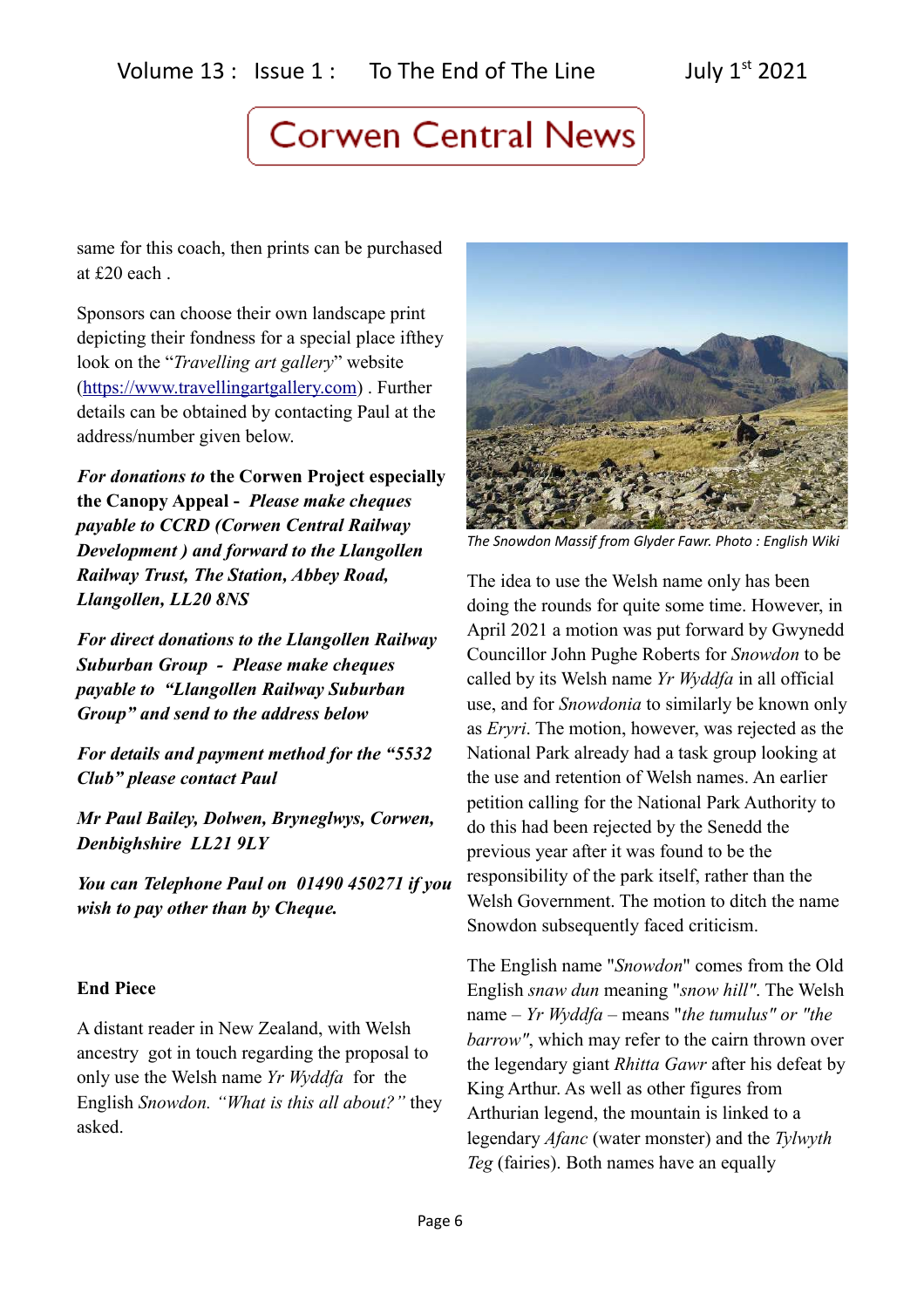same for this coach, then prints can be purchased at £20 each .

Sponsors can choose their own landscape print depicting their fondness for a special place ifthey look on the "*Travelling art gallery*" website (https://www.travellingartgallery.com) . Further details can be obtained by contacting Paul at the address/number given below.

***For donations to* the Corwen Project especially the Canopy Appeal -** ***Please make cheques payable to CCRD (Corwen Central Railway Development ) and forward to the Llangollen Railway Trust, The Station, Abbey Road, Llangollen, LL20 8NS***

***For direct donations to the Llangollen Railway Suburban Group - Please make cheques payable to "Llangollen Railway Suburban Group" and send to the address below***

***For details and payment method for the "5532 Club" please contact Paul***

***Mr Paul Bailey, Dolwen, Bryneglwys, Corwen, Denbighshire LL21 9LY***

***You can Telephone Paul on 01490 450271 if you wish to pay other than by Cheque.***

**End Piece**

A distant reader in New Zealand, with Welsh ancestry got in touch regarding the proposal to only use the Welsh name *Yr Wyddfa* for the English *Snowdon. "What is this all about?"* they asked.

*The Snowdon Massif from Glyder Fawr. Photo : English Wiki*

The idea to use the Welsh name only has been doing the rounds for quite some time. However, in April 2021 a motion was put forward by Gwynedd Councillor John Pughe Roberts for *Snowdon* to be called by its Welsh name *Yr Wyddfa* in all official use, and for *Snowdonia* to similarly be known only as *Eryri*. The motion, however, was rejected as the National Park already had a task group looking at the use and retention of Welsh names. An earlier petition calling for the National Park Authority to do this had been rejected by the Senedd the previous year after it was found to be the responsibility of the park itself, rather than the Welsh Government. The motion to ditch the name Snowdon subsequently faced criticism.

The English name "*Snowdon*" comes from the Old English *snaw dun* meaning "*snow hill"*. The Welsh name – *Yr Wyddfa* – means "*the tumulus" or "the barrow"*, which may refer to the cairn thrown over the legendary giant *Rhitta Gawr* after his defeat by King Arthur. As well as other figures from Arthurian legend, the mountain is linked to a legendary *Afanc* (water monster) and the *Tylwyth Teg* (fairies). Both names have an equally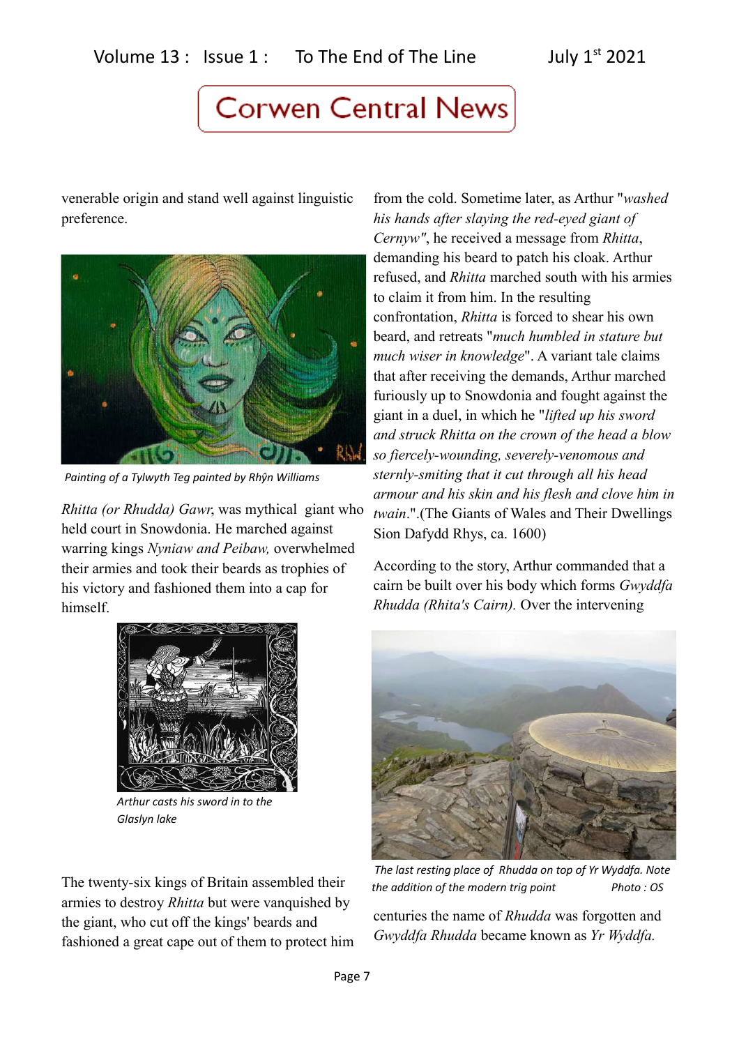venerable origin and stand well against linguistic preference.

Painting of a Tylwyth Teg painted by Rhŷn Williams

*Rhitta (or Rhudda) Gawr*, was mythical giant who held court in Snowdonia. He marched against warring kings *Nyniaw and Peibaw,* overwhelmed their armies and took their beards as trophies of his victory and fashioned them into a cap for himself.

Arthur casts his sword in to the Glaslyn lake

The twenty-six kings of Britain assembled their armies to destroy *Rhitta* but were vanquished by the giant, who cut off the kings' beards and fashioned a great cape out of them to protect him from the cold. Sometime later, as Arthur "*washed his hands after slaying the red-eyed giant of Cernyw"*, he received a message from *Rhitta*, demanding his beard to patch his cloak. Arthur refused, and *Rhitta* marched south with his armies to claim it from him. In the resulting confrontation, *Rhitta* is forced to shear his own beard, and retreats "*much humbled in stature but much wiser in knowledge*". A variant tale claims that after receiving the demands, Arthur marched furiously up to Snowdonia and fought against the giant in a duel, in which he "*lifted up his sword and struck Rhitta on the crown of the head a blow so fiercely-wounding, severely-venomous and sternly-smiting that it cut through all his head armour and his skin and his flesh and clove him in twain*.".(The Giants of Wales and Their Dwellings Sion Dafydd Rhys, ca. 1600)

According to the story, Arthur commanded that a cairn be built over his body which forms *Gwyddfa Rhudda (Rhita's Cairn).* Over the intervening centuries the name of *Rhudda* was forgotten and *Gwyddfa Rhudda* became known as *Yr Wyddfa.*

The last resting place of Rhudda on top of Yr Wyddfa. Note the addition of the modern trig point Photo : OS